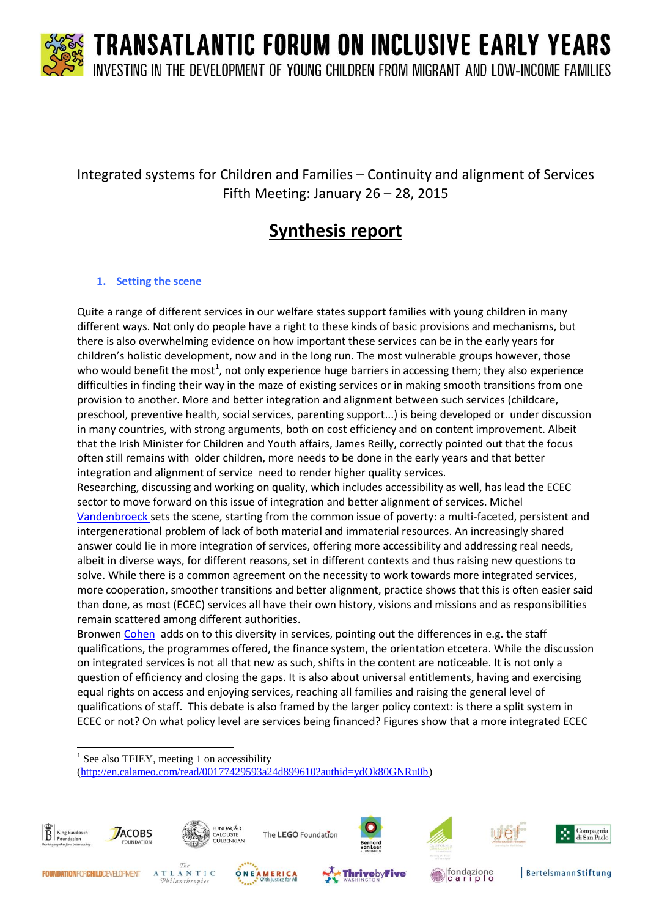# TRANSATLANTIC FORUM ON INCLUSIVE EARLY YEARS

INVESTING IN THE DEVELOPMENT OF YOUNG CHILDREN FROM MIGRANT AND LOW-INCOME FAMILIES

Integrated systems for Children and Families – Continuity and alignment of Services
Fifth Meeting: January 26 – 28, 2015

## Synthesis report

### 1. Setting the scene

Quite a range of different services in our welfare states support families with young children in many different ways. Not only do people have a right to these kinds of basic provisions and mechanisms, but there is also overwhelming evidence on how important these services can be in the early years for children's holistic development, now and in the long run. The most vulnerable groups however, those who would benefit the most[1], not only experience huge barriers in accessing them; they also experience difficulties in finding their way in the maze of existing services or in making smooth transitions from one provision to another. More and better integration and alignment between such services (childcare, preschool, preventive health, social services, parenting support...) is being developed or under discussion in many countries, with strong arguments, both on cost efficiency and on content improvement. Albeit that the Irish Minister for Children and Youth affairs, James Reilly, correctly pointed out that the focus often still remains with older children, more needs to be done in the early years and that better integration and alignment of service need to render higher quality services.
Researching, discussing and working on quality, which includes accessibility as well, has lead the ECEC sector to move forward on this issue of integration and better alignment of services. Michel Vandenbroeck sets the scene, starting from the common issue of poverty: a multi-faceted, persistent and intergenerational problem of lack of both material and immaterial resources. An increasingly shared answer could lie in more integration of services, offering more accessibility and addressing real needs, albeit in diverse ways, for different reasons, set in different contexts and thus raising new questions to solve. While there is a common agreement on the necessity to work towards more integrated services, more cooperation, smoother transitions and better alignment, practice shows that this is often easier said than done, as most (ECEC) services all have their own history, visions and missions and as responsibilities remain scattered among different authorities.
Bronwen Cohen adds on to this diversity in services, pointing out the differences in e.g. the staff qualifications, the programmes offered, the finance system, the orientation etcetera. While the discussion on integrated services is not all that new as such, shifts in the content are noticeable. It is not only a question of efficiency and closing the gaps. It is also about universal entitlements, having and exercising equal rights on access and enjoying services, reaching all families and raising the general level of qualifications of staff. This debate is also framed by the larger policy context: is there a split system in ECEC or not? On what policy level are services being financed? Figures show that a more integrated ECEC

---

[1] See also TFIEY, meeting 1 on accessibility (http://en.calameo.com/read/00177429593a24d899610?authid=ydOk80GNRu0b)

King Baudouin Foundation | Jacobs Foundation | Fundação Calouste Gulbenkian | The LEGO Foundation | Bernard van Leer Foundation | California Community Foundation | uef | Compagnia di San Paolo | Foundation for Child Development | The Atlantic Philanthropies | OneAmerica | Thrive by Five Washington | fondazione cariplo | BertelsmannStiftung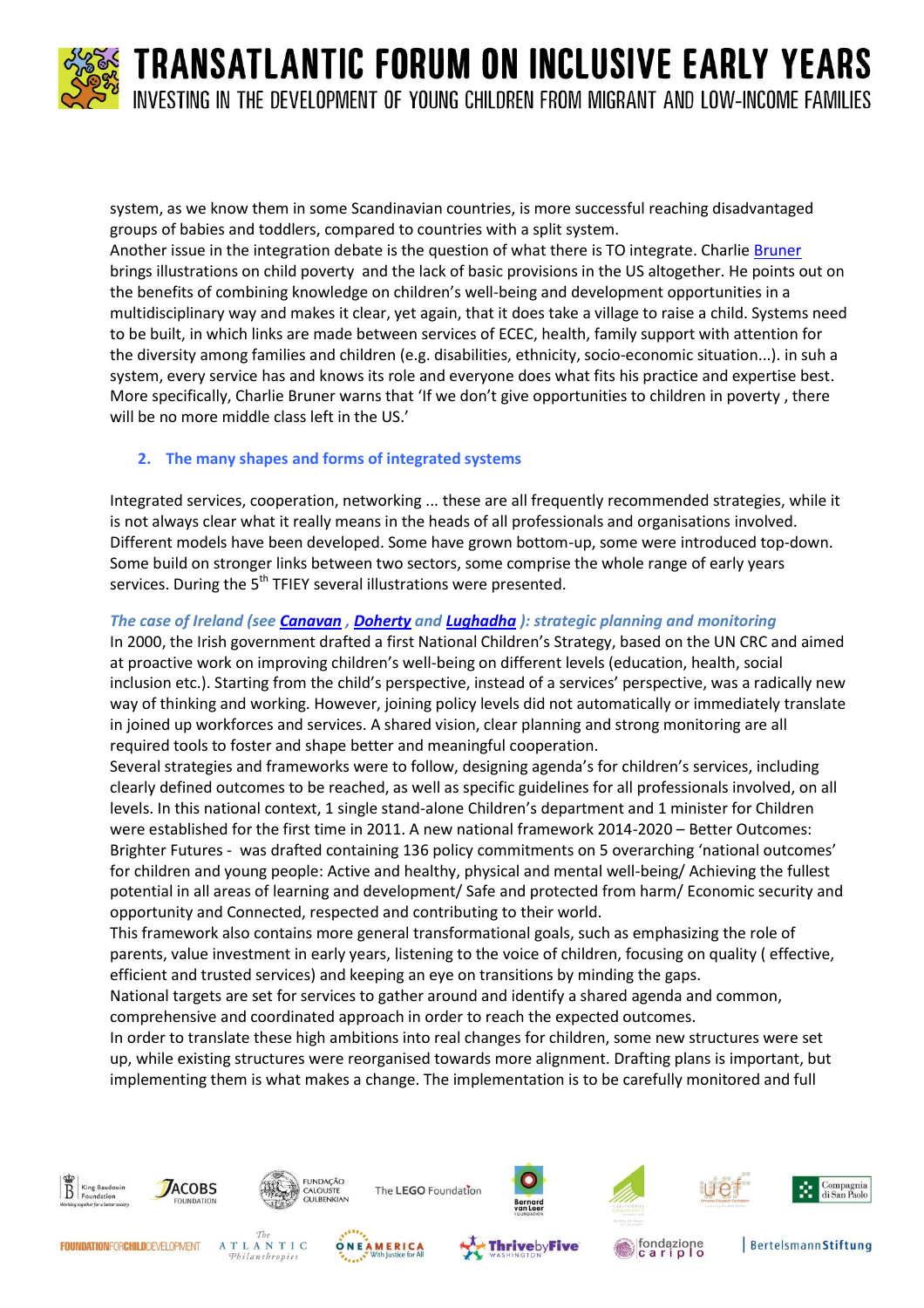system, as we know them in some Scandinavian countries, is more successful reaching disadvantaged groups of babies and toddlers, compared to countries with a split system.
Another issue in the integration debate is the question of what there is TO integrate. Charlie Bruner brings illustrations on child poverty and the lack of basic provisions in the US altogether. He points out on the benefits of combining knowledge on children's well-being and development opportunities in a multidisciplinary way and makes it clear, yet again, that it does take a village to raise a child. Systems need to be built, in which links are made between services of ECEC, health, family support with attention for the diversity among families and children (e.g. disabilities, ethnicity, socio-economic situation...). in suh a system, every service has and knows its role and everyone does what fits his practice and expertise best. More specifically, Charlie Bruner warns that 'If we don't give opportunities to children in poverty , there will be no more middle class left in the US.'

## 2. The many shapes and forms of integrated systems

Integrated services, cooperation, networking ... these are all frequently recommended strategies, while it is not always clear what it really means in the heads of all professionals and organisations involved. Different models have been developed. Some have grown bottom-up, some were introduced top-down. Some build on stronger links between two sectors, some comprise the whole range of early years services. During the 5th TFIEY several illustrations were presented.

### *The case of Ireland (see Canavan , Doherty and Lughadha ): strategic planning and monitoring*

In 2000, the Irish government drafted a first National Children's Strategy, based on the UN CRC and aimed at proactive work on improving children's well-being on different levels (education, health, social inclusion etc.). Starting from the child's perspective, instead of a services' perspective, was a radically new way of thinking and working. However, joining policy levels did not automatically or immediately translate in joined up workforces and services. A shared vision, clear planning and strong monitoring are all required tools to foster and shape better and meaningful cooperation.
Several strategies and frameworks were to follow, designing agenda's for children's services, including clearly defined outcomes to be reached, as well as specific guidelines for all professionals involved, on all levels. In this national context, 1 single stand-alone Children's department and 1 minister for Children were established for the first time in 2011. A new national framework 2014-2020 – Better Outcomes: Brighter Futures - was drafted containing 136 policy commitments on 5 overarching 'national outcomes' for children and young people: Active and healthy, physical and mental well-being/ Achieving the fullest potential in all areas of learning and development/ Safe and protected from harm/ Economic security and opportunity and Connected, respected and contributing to their world.
This framework also contains more general transformational goals, such as emphasizing the role of parents, value investment in early years, listening to the voice of children, focusing on quality ( effective, efficient and trusted services) and keeping an eye on transitions by minding the gaps.
National targets are set for services to gather around and identify a shared agenda and common, comprehensive and coordinated approach in order to reach the expected outcomes.
In order to translate these high ambitions into real changes for children, some new structures were set up, while existing structures were reorganised towards more alignment. Drafting plans is important, but implementing them is what makes a change. The implementation is to be carefully monitored and full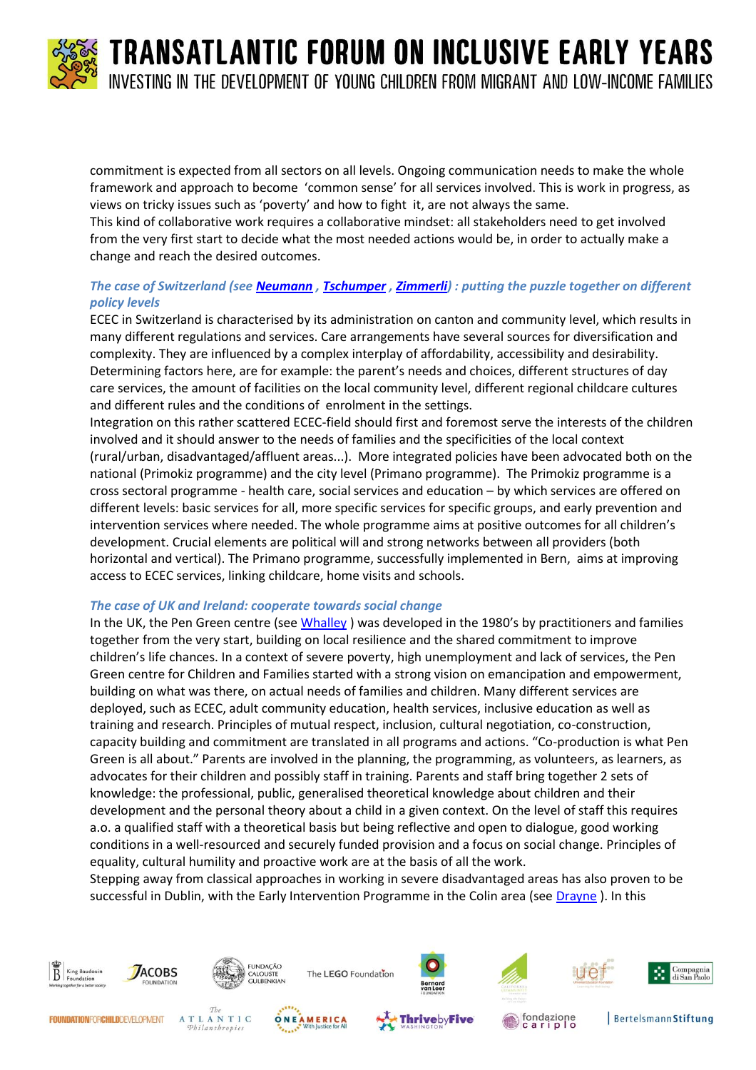commitment is expected from all sectors on all levels. Ongoing communication needs to make the whole framework and approach to become 'common sense' for all services involved. This is work in progress, as views on tricky issues such as 'poverty' and how to fight it, are not always the same.
This kind of collaborative work requires a collaborative mindset: all stakeholders need to get involved from the very first start to decide what the most needed actions would be, in order to actually make a change and reach the desired outcomes.

### *The case of Switzerland (see **Neumann** , **Tschumper** , **Zimmerli**) : putting the puzzle together on different policy levels*

ECEC in Switzerland is characterised by its administration on canton and community level, which results in many different regulations and services. Care arrangements have several sources for diversification and complexity. They are influenced by a complex interplay of affordability, accessibility and desirability. Determining factors here, are for example: the parent's needs and choices, different structures of day care services, the amount of facilities on the local community level, different regional childcare cultures and different rules and the conditions of enrolment in the settings.
Integration on this rather scattered ECEC-field should first and foremost serve the interests of the children involved and it should answer to the needs of families and the specificities of the local context (rural/urban, disadvantaged/affluent areas...). More integrated policies have been advocated both on the national (Primokiz programme) and the city level (Primano programme). The Primokiz programme is a cross sectoral programme - health care, social services and education – by which services are offered on different levels: basic services for all, more specific services for specific groups, and early prevention and intervention services where needed. The whole programme aims at positive outcomes for all children's development. Crucial elements are political will and strong networks between all providers (both horizontal and vertical). The Primano programme, successfully implemented in Bern, aims at improving access to ECEC services, linking childcare, home visits and schools.

### *The case of UK and Ireland: cooperate towards social change*

In the UK, the Pen Green centre (see Whalley ) was developed in the 1980's by practitioners and families together from the very start, building on local resilience and the shared commitment to improve children's life chances. In a context of severe poverty, high unemployment and lack of services, the Pen Green centre for Children and Families started with a strong vision on emancipation and empowerment, building on what was there, on actual needs of families and children. Many different services are deployed, such as ECEC, adult community education, health services, inclusive education as well as training and research. Principles of mutual respect, inclusion, cultural negotiation, co-construction, capacity building and commitment are translated in all programs and actions. "Co-production is what Pen Green is all about." Parents are involved in the planning, the programming, as volunteers, as learners, as advocates for their children and possibly staff in training. Parents and staff bring together 2 sets of knowledge: the professional, public, generalised theoretical knowledge about children and their development and the personal theory about a child in a given context. On the level of staff this requires a.o. a qualified staff with a theoretical basis but being reflective and open to dialogue, good working conditions in a well-resourced and securely funded provision and a focus on social change. Principles of equality, cultural humility and proactive work are at the basis of all the work.
Stepping away from classical approaches in working in severe disadvantaged areas has also proven to be successful in Dublin, with the Early Intervention Programme in the Colin area (see Drayne ). In this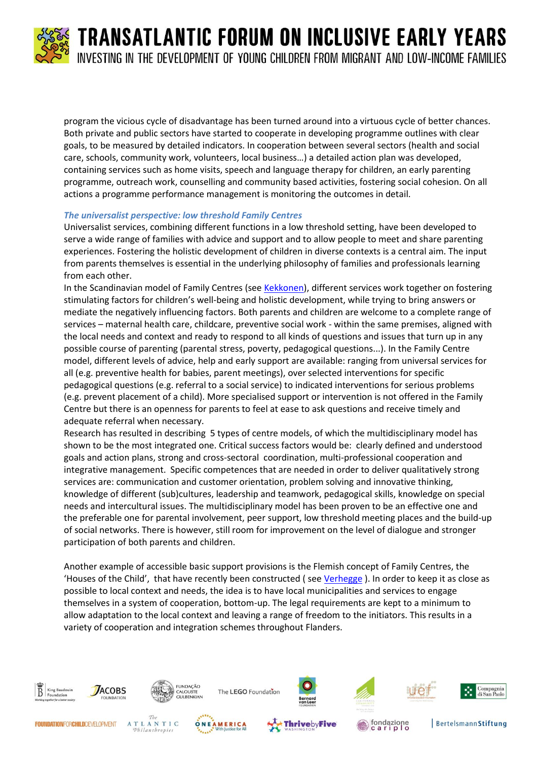program the vicious cycle of disadvantage has been turned around into a virtuous cycle of better chances. Both private and public sectors have started to cooperate in developing programme outlines with clear goals, to be measured by detailed indicators. In cooperation between several sectors (health and social care, schools, community work, volunteers, local business…) a detailed action plan was developed, containing services such as home visits, speech and language therapy for children, an early parenting programme, outreach work, counselling and community based activities, fostering social cohesion. On all actions a programme performance management is monitoring the outcomes in detail.

### *The universalist perspective: low threshold Family Centres*

Universalist services, combining different functions in a low threshold setting, have been developed to serve a wide range of families with advice and support and to allow people to meet and share parenting experiences. Fostering the holistic development of children in diverse contexts is a central aim. The input from parents themselves is essential in the underlying philosophy of families and professionals learning from each other.

In the Scandinavian model of Family Centres (see Kekkonen), different services work together on fostering stimulating factors for children's well-being and holistic development, while trying to bring answers or mediate the negatively influencing factors. Both parents and children are welcome to a complete range of services – maternal health care, childcare, preventive social work - within the same premises, aligned with the local needs and context and ready to respond to all kinds of questions and issues that turn up in any possible course of parenting (parental stress, poverty, pedagogical questions...). In the Family Centre model, different levels of advice, help and early support are available: ranging from universal services for all (e.g. preventive health for babies, parent meetings), over selected interventions for specific pedagogical questions (e.g. referral to a social service) to indicated interventions for serious problems (e.g. prevent placement of a child). More specialised support or intervention is not offered in the Family Centre but there is an openness for parents to feel at ease to ask questions and receive timely and adequate referral when necessary.

Research has resulted in describing 5 types of centre models, of which the multidisciplinary model has shown to be the most integrated one. Critical success factors would be: clearly defined and understood goals and action plans, strong and cross-sectoral coordination, multi-professional cooperation and integrative management. Specific competences that are needed in order to deliver qualitatively strong services are: communication and customer orientation, problem solving and innovative thinking, knowledge of different (sub)cultures, leadership and teamwork, pedagogical skills, knowledge on special needs and intercultural issues. The multidisciplinary model has been proven to be an effective one and the preferable one for parental involvement, peer support, low threshold meeting places and the build-up of social networks. There is however, still room for improvement on the level of dialogue and stronger participation of both parents and children.

Another example of accessible basic support provisions is the Flemish concept of Family Centres, the 'Houses of the Child', that have recently been constructed ( see Verhegge ). In order to keep it as close as possible to local context and needs, the idea is to have local municipalities and services to engage themselves in a system of cooperation, bottom-up. The legal requirements are kept to a minimum to allow adaptation to the local context and leaving a range of freedom to the initiators. This results in a variety of cooperation and integration schemes throughout Flanders.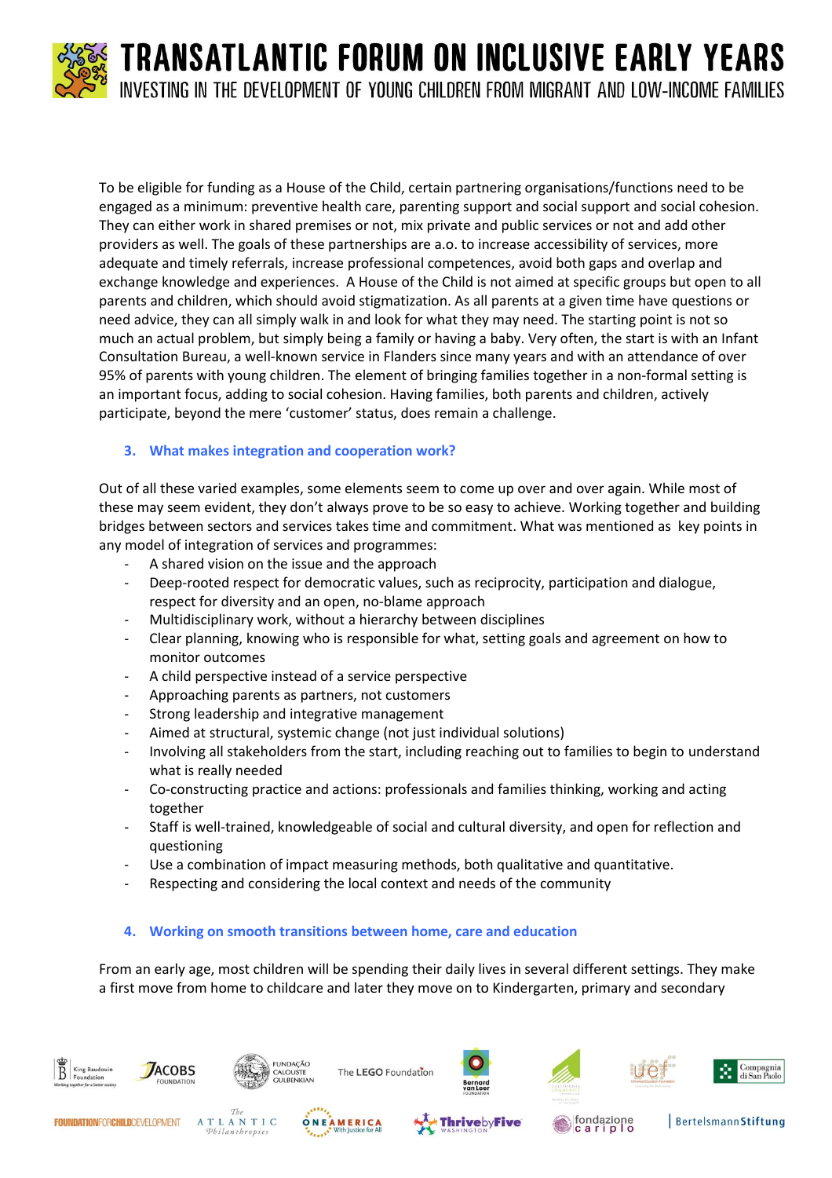To be eligible for funding as a House of the Child, certain partnering organisations/functions need to be engaged as a minimum: preventive health care, parenting support and social support and social cohesion. They can either work in shared premises or not, mix private and public services or not and add other providers as well. The goals of these partnerships are a.o. to increase accessibility of services, more adequate and timely referrals, increase professional competences, avoid both gaps and overlap and exchange knowledge and experiences. A House of the Child is not aimed at specific groups but open to all parents and children, which should avoid stigmatization. As all parents at a given time have questions or need advice, they can all simply walk in and look for what they may need. The starting point is not so much an actual problem, but simply being a family or having a baby. Very often, the start is with an Infant Consultation Bureau, a well-known service in Flanders since many years and with an attendance of over 95% of parents with young children. The element of bringing families together in a non-formal setting is an important focus, adding to social cohesion. Having families, both parents and children, actively participate, beyond the mere 'customer' status, does remain a challenge.

## 3. What makes integration and cooperation work?

Out of all these varied examples, some elements seem to come up over and over again. While most of these may seem evident, they don't always prove to be so easy to achieve. Working together and building bridges between sectors and services takes time and commitment. What was mentioned as key points in any model of integration of services and programmes:

- A shared vision on the issue and the approach
- Deep-rooted respect for democratic values, such as reciprocity, participation and dialogue, respect for diversity and an open, no-blame approach
- Multidisciplinary work, without a hierarchy between disciplines
- Clear planning, knowing who is responsible for what, setting goals and agreement on how to monitor outcomes
- A child perspective instead of a service perspective
- Approaching parents as partners, not customers
- Strong leadership and integrative management
- Aimed at structural, systemic change (not just individual solutions)
- Involving all stakeholders from the start, including reaching out to families to begin to understand what is really needed
- Co-constructing practice and actions: professionals and families thinking, working and acting together
- Staff is well-trained, knowledgeable of social and cultural diversity, and open for reflection and questioning
- Use a combination of impact measuring methods, both qualitative and quantitative.
- Respecting and considering the local context and needs of the community

## 4. Working on smooth transitions between home, care and education

From an early age, most children will be spending their daily lives in several different settings. They make a first move from home to childcare and later they move on to Kindergarten, primary and secondary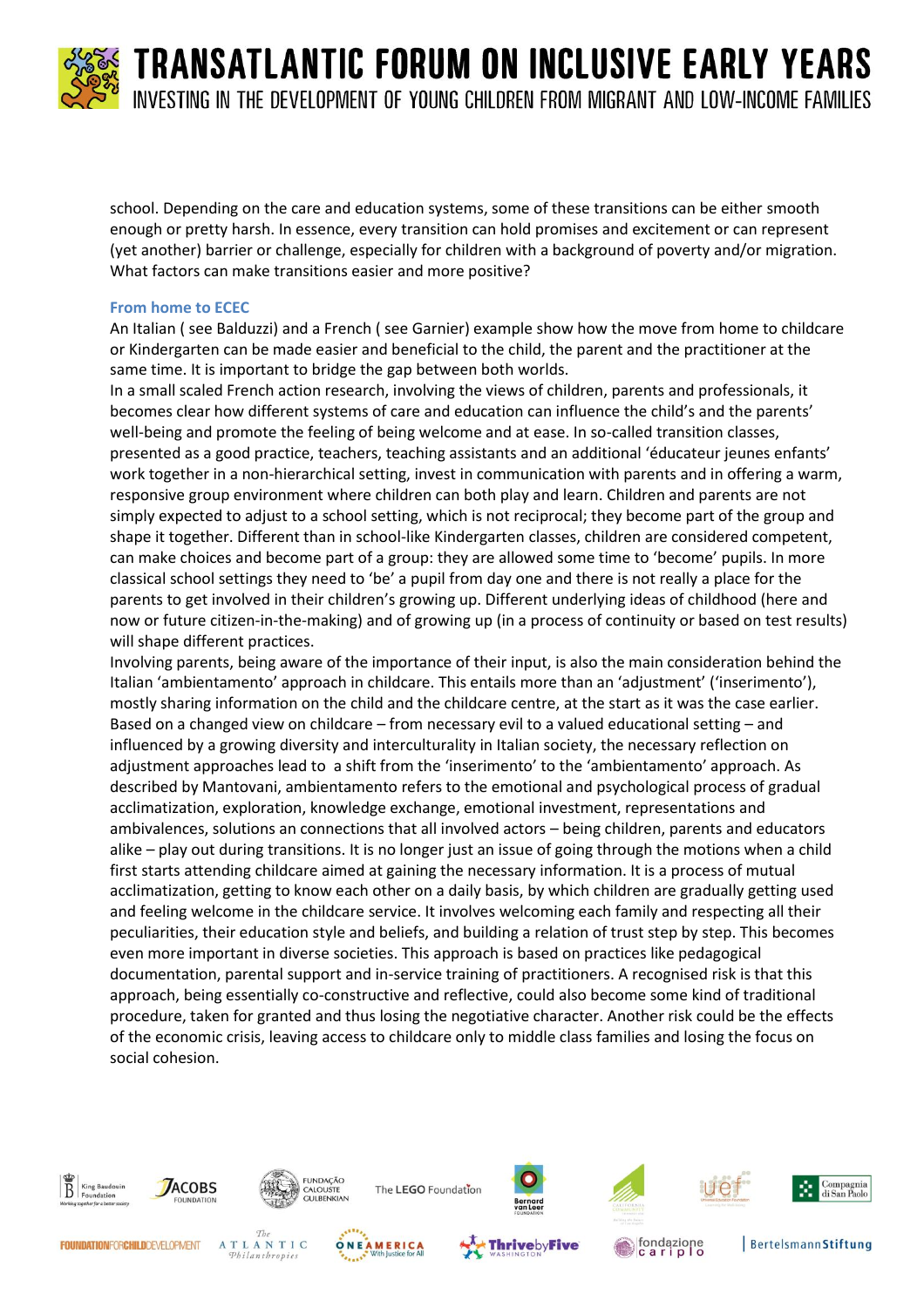school. Depending on the care and education systems, some of these transitions can be either smooth enough or pretty harsh. In essence, every transition can hold promises and excitement or can represent (yet another) barrier or challenge, especially for children with a background of poverty and/or migration. What factors can make transitions easier and more positive?

### From home to ECEC

An Italian ( see Balduzzi) and a French ( see Garnier) example show how the move from home to childcare or Kindergarten can be made easier and beneficial to the child, the parent and the practitioner at the same time. It is important to bridge the gap between both worlds.

In a small scaled French action research, involving the views of children, parents and professionals, it becomes clear how different systems of care and education can influence the child's and the parents' well-being and promote the feeling of being welcome and at ease. In so-called transition classes, presented as a good practice, teachers, teaching assistants and an additional 'éducateur jeunes enfants' work together in a non-hierarchical setting, invest in communication with parents and in offering a warm, responsive group environment where children can both play and learn. Children and parents are not simply expected to adjust to a school setting, which is not reciprocal; they become part of the group and shape it together. Different than in school-like Kindergarten classes, children are considered competent, can make choices and become part of a group: they are allowed some time to 'become' pupils. In more classical school settings they need to 'be' a pupil from day one and there is not really a place for the parents to get involved in their children's growing up. Different underlying ideas of childhood (here and now or future citizen-in-the-making) and of growing up (in a process of continuity or based on test results) will shape different practices.

Involving parents, being aware of the importance of their input, is also the main consideration behind the Italian 'ambientamento' approach in childcare. This entails more than an 'adjustment' ('inserimento'), mostly sharing information on the child and the childcare centre, at the start as it was the case earlier. Based on a changed view on childcare – from necessary evil to a valued educational setting – and influenced by a growing diversity and interculturality in Italian society, the necessary reflection on adjustment approaches lead to a shift from the 'inserimento' to the 'ambientamento' approach. As described by Mantovani, ambientamento refers to the emotional and psychological process of gradual acclimatization, exploration, knowledge exchange, emotional investment, representations and ambivalences, solutions an connections that all involved actors – being children, parents and educators alike – play out during transitions. It is no longer just an issue of going through the motions when a child first starts attending childcare aimed at gaining the necessary information. It is a process of mutual acclimatization, getting to know each other on a daily basis, by which children are gradually getting used and feeling welcome in the childcare service. It involves welcoming each family and respecting all their peculiarities, their education style and beliefs, and building a relation of trust step by step. This becomes even more important in diverse societies. This approach is based on practices like pedagogical documentation, parental support and in-service training of practitioners. A recognised risk is that this approach, being essentially co-constructive and reflective, could also become some kind of traditional procedure, taken for granted and thus losing the negotiative character. Another risk could be the effects of the economic crisis, leaving access to childcare only to middle class families and losing the focus on social cohesion.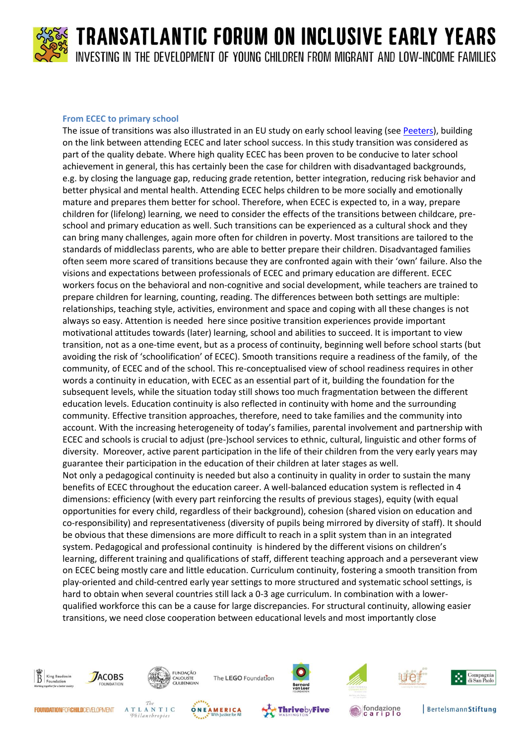### From ECEC to primary school

The issue of transitions was also illustrated in an EU study on early school leaving (see Peeters), building on the link between attending ECEC and later school success. In this study transition was considered as part of the quality debate. Where high quality ECEC has been proven to be conducive to later school achievement in general, this has certainly been the case for children with disadvantaged backgrounds, e.g. by closing the language gap, reducing grade retention, better integration, reducing risk behavior and better physical and mental health. Attending ECEC helps children to be more socially and emotionally mature and prepares them better for school. Therefore, when ECEC is expected to, in a way, prepare children for (lifelong) learning, we need to consider the effects of the transitions between childcare, pre-school and primary education as well. Such transitions can be experienced as a cultural shock and they can bring many challenges, again more often for children in poverty. Most transitions are tailored to the standards of middleclass parents, who are able to better prepare their children. Disadvantaged families often seem more scared of transitions because they are confronted again with their 'own' failure. Also the visions and expectations between professionals of ECEC and primary education are different. ECEC workers focus on the behavioral and non-cognitive and social development, while teachers are trained to prepare children for learning, counting, reading. The differences between both settings are multiple: relationships, teaching style, activities, environment and space and coping with all these changes is not always so easy. Attention is needed here since positive transition experiences provide important motivational attitudes towards (later) learning, school and abilities to succeed. It is important to view transition, not as a one-time event, but as a process of continuity, beginning well before school starts (but avoiding the risk of 'schoolification' of ECEC). Smooth transitions require a readiness of the family, of the community, of ECEC and of the school. This re-conceptualised view of school readiness requires in other words a continuity in education, with ECEC as an essential part of it, building the foundation for the subsequent levels, while the situation today still shows too much fragmentation between the different education levels. Education continuity is also reflected in continuity with home and the surrounding community. Effective transition approaches, therefore, need to take families and the community into account. With the increasing heterogeneity of today's families, parental involvement and partnership with ECEC and schools is crucial to adjust (pre-)school services to ethnic, cultural, linguistic and other forms of diversity. Moreover, active parent participation in the life of their children from the very early years may guarantee their participation in the education of their children at later stages as well.

Not only a pedagogical continuity is needed but also a continuity in quality in order to sustain the many benefits of ECEC throughout the education career. A well-balanced education system is reflected in 4 dimensions: efficiency (with every part reinforcing the results of previous stages), equity (with equal opportunities for every child, regardless of their background), cohesion (shared vision on education and co-responsibility) and representativeness (diversity of pupils being mirrored by diversity of staff). It should be obvious that these dimensions are more difficult to reach in a split system than in an integrated system. Pedagogical and professional continuity is hindered by the different visions on children's learning, different training and qualifications of staff, different teaching approach and a perseverant view on ECEC being mostly care and little education. Curriculum continuity, fostering a smooth transition from play-oriented and child-centred early year settings to more structured and systematic school settings, is hard to obtain when several countries still lack a 0-3 age curriculum. In combination with a lower-qualified workforce this can be a cause for large discrepancies. For structural continuity, allowing easier transitions, we need close cooperation between educational levels and most importantly close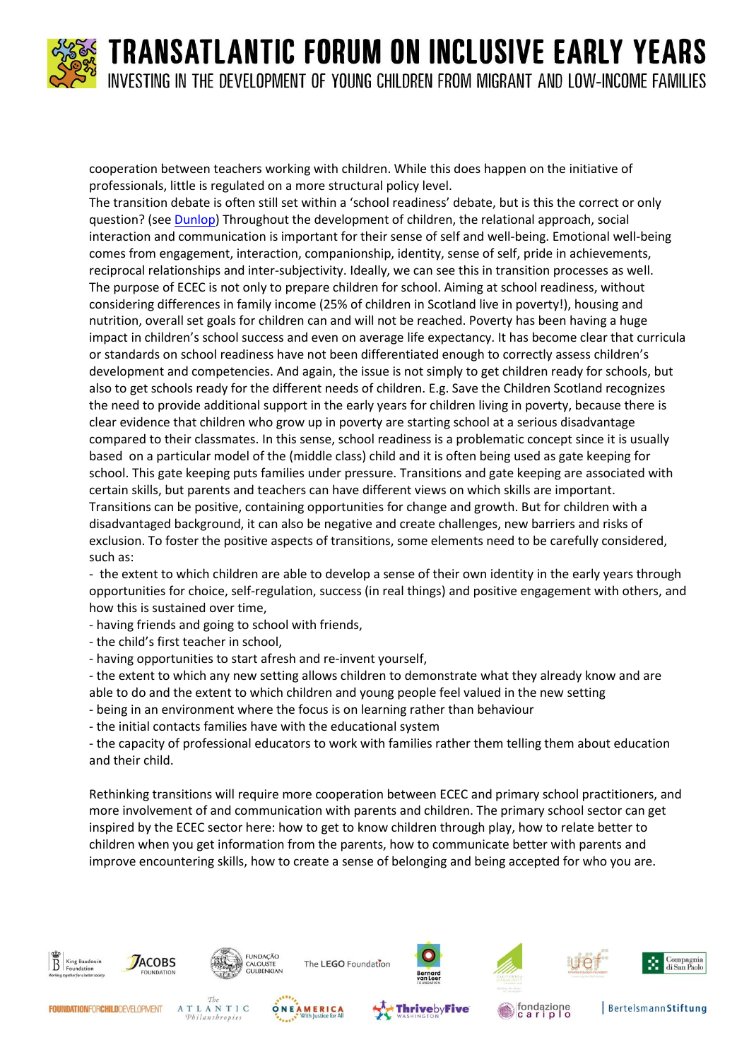cooperation between teachers working with children. While this does happen on the initiative of professionals, little is regulated on a more structural policy level.

The transition debate is often still set within a 'school readiness' debate, but is this the correct or only question? (see Dunlop) Throughout the development of children, the relational approach, social interaction and communication is important for their sense of self and well-being. Emotional well-being comes from engagement, interaction, companionship, identity, sense of self, pride in achievements, reciprocal relationships and inter-subjectivity. Ideally, we can see this in transition processes as well. The purpose of ECEC is not only to prepare children for school. Aiming at school readiness, without considering differences in family income (25% of children in Scotland live in poverty!), housing and nutrition, overall set goals for children can and will not be reached. Poverty has been having a huge impact in children's school success and even on average life expectancy. It has become clear that curricula or standards on school readiness have not been differentiated enough to correctly assess children's development and competencies. And again, the issue is not simply to get children ready for schools, but also to get schools ready for the different needs of children. E.g. Save the Children Scotland recognizes the need to provide additional support in the early years for children living in poverty, because there is clear evidence that children who grow up in poverty are starting school at a serious disadvantage compared to their classmates. In this sense, school readiness is a problematic concept since it is usually based on a particular model of the (middle class) child and it is often being used as gate keeping for school. This gate keeping puts families under pressure. Transitions and gate keeping are associated with certain skills, but parents and teachers can have different views on which skills are important. Transitions can be positive, containing opportunities for change and growth. But for children with a disadvantaged background, it can also be negative and create challenges, new barriers and risks of exclusion. To foster the positive aspects of transitions, some elements need to be carefully considered, such as:

- the extent to which children are able to develop a sense of their own identity in the early years through opportunities for choice, self-regulation, success (in real things) and positive engagement with others, and how this is sustained over time,
- having friends and going to school with friends,
- the child's first teacher in school,
- having opportunities to start afresh and re-invent yourself,
- the extent to which any new setting allows children to demonstrate what they already know and are able to do and the extent to which children and young people feel valued in the new setting
- being in an environment where the focus is on learning rather than behaviour
- the initial contacts families have with the educational system
- the capacity of professional educators to work with families rather them telling them about education and their child.

Rethinking transitions will require more cooperation between ECEC and primary school practitioners, and more involvement of and communication with parents and children. The primary school sector can get inspired by the ECEC sector here: how to get to know children through play, how to relate better to children when you get information from the parents, how to communicate better with parents and improve encountering skills, how to create a sense of belonging and being accepted for who you are.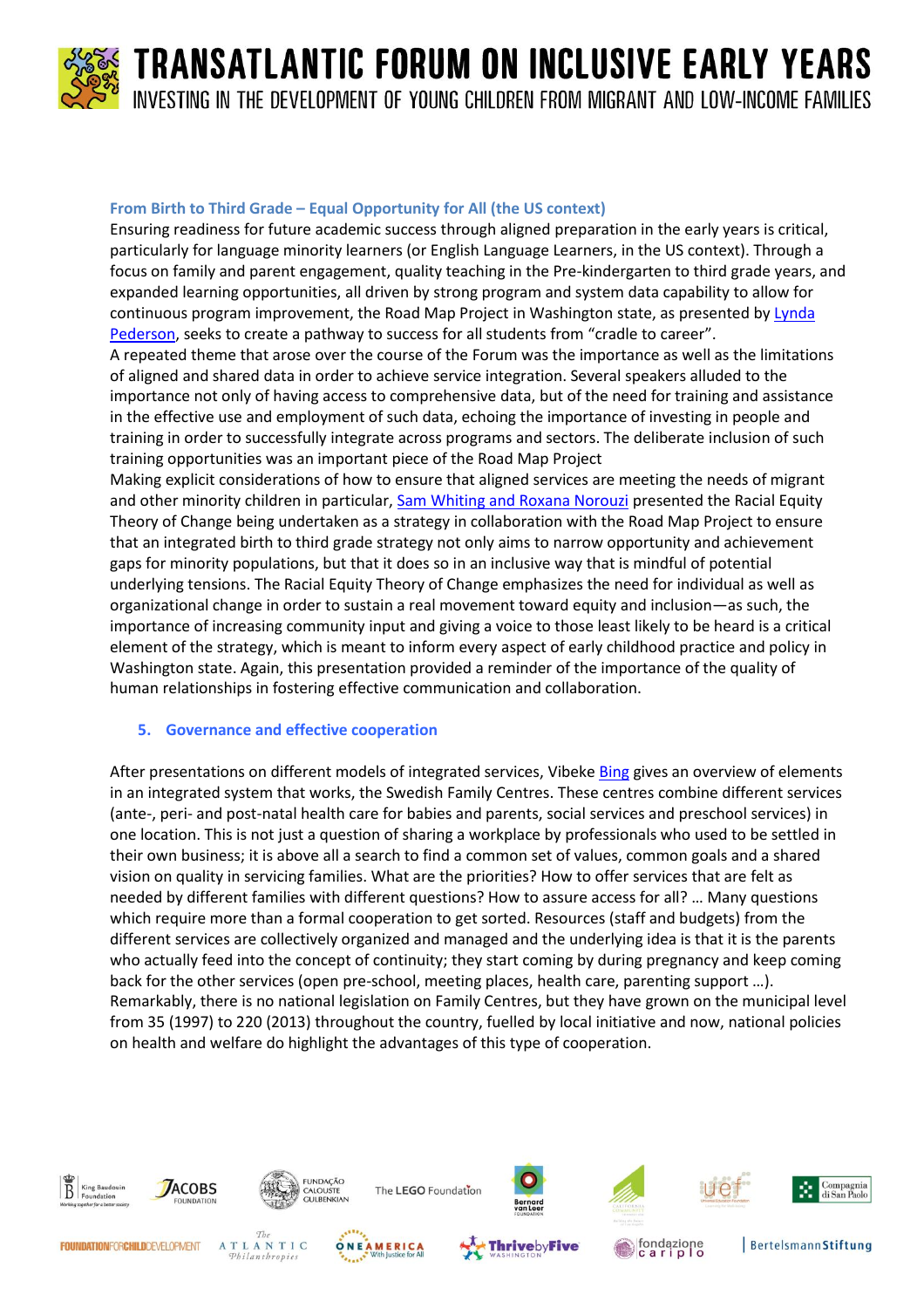### From Birth to Third Grade – Equal Opportunity for All (the US context)

Ensuring readiness for future academic success through aligned preparation in the early years is critical, particularly for language minority learners (or English Language Learners, in the US context). Through a focus on family and parent engagement, quality teaching in the Pre-kindergarten to third grade years, and expanded learning opportunities, all driven by strong program and system data capability to allow for continuous program improvement, the Road Map Project in Washington state, as presented by [Lynda Pederson](), seeks to create a pathway to success for all students from "cradle to career".

A repeated theme that arose over the course of the Forum was the importance as well as the limitations of aligned and shared data in order to achieve service integration. Several speakers alluded to the importance not only of having access to comprehensive data, but of the need for training and assistance in the effective use and employment of such data, echoing the importance of investing in people and training in order to successfully integrate across programs and sectors. The deliberate inclusion of such training opportunities was an important piece of the Road Map Project

Making explicit considerations of how to ensure that aligned services are meeting the needs of migrant and other minority children in particular, [Sam Whiting and Roxana Norouzi]() presented the Racial Equity Theory of Change being undertaken as a strategy in collaboration with the Road Map Project to ensure that an integrated birth to third grade strategy not only aims to narrow opportunity and achievement gaps for minority populations, but that it does so in an inclusive way that is mindful of potential underlying tensions. The Racial Equity Theory of Change emphasizes the need for individual as well as organizational change in order to sustain a real movement toward equity and inclusion—as such, the importance of increasing community input and giving a voice to those least likely to be heard is a critical element of the strategy, which is meant to inform every aspect of early childhood practice and policy in Washington state. Again, this presentation provided a reminder of the importance of the quality of human relationships in fostering effective communication and collaboration.

## 5. Governance and effective cooperation

After presentations on different models of integrated services, Vibeke [Bing]() gives an overview of elements in an integrated system that works, the Swedish Family Centres. These centres combine different services (ante-, peri- and post-natal health care for babies and parents, social services and preschool services) in one location. This is not just a question of sharing a workplace by professionals who used to be settled in their own business; it is above all a search to find a common set of values, common goals and a shared vision on quality in servicing families. What are the priorities? How to offer services that are felt as needed by different families with different questions? How to assure access for all? … Many questions which require more than a formal cooperation to get sorted. Resources (staff and budgets) from the different services are collectively organized and managed and the underlying idea is that it is the parents who actually feed into the concept of continuity; they start coming by during pregnancy and keep coming back for the other services (open pre-school, meeting places, health care, parenting support …).

Remarkably, there is no national legislation on Family Centres, but they have grown on the municipal level from 35 (1997) to 220 (2013) throughout the country, fuelled by local initiative and now, national policies on health and welfare do highlight the advantages of this type of cooperation.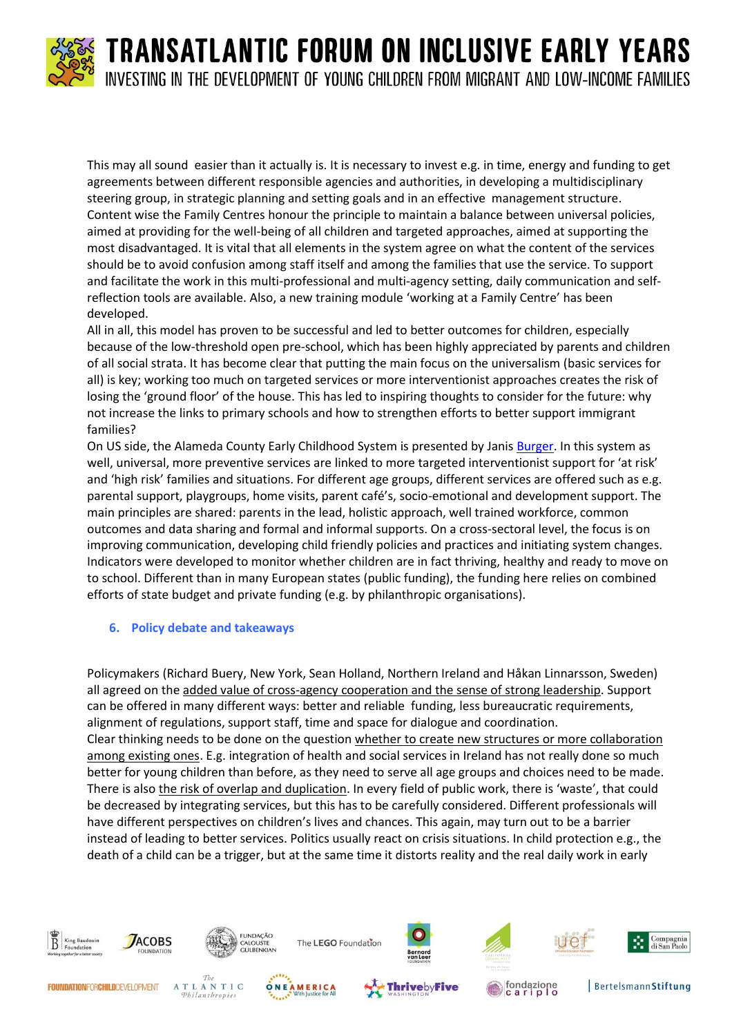This may all sound easier than it actually is. It is necessary to invest e.g. in time, energy and funding to get agreements between different responsible agencies and authorities, in developing a multidisciplinary steering group, in strategic planning and setting goals and in an effective management structure. Content wise the Family Centres honour the principle to maintain a balance between universal policies, aimed at providing for the well-being of all children and targeted approaches, aimed at supporting the most disadvantaged. It is vital that all elements in the system agree on what the content of the services should be to avoid confusion among staff itself and among the families that use the service. To support and facilitate the work in this multi-professional and multi-agency setting, daily communication and self-reflection tools are available. Also, a new training module 'working at a Family Centre' has been developed.

All in all, this model has proven to be successful and led to better outcomes for children, especially because of the low-threshold open pre-school, which has been highly appreciated by parents and children of all social strata. It has become clear that putting the main focus on the universalism (basic services for all) is key; working too much on targeted services or more interventionist approaches creates the risk of losing the 'ground floor' of the house. This has led to inspiring thoughts to consider for the future: why not increase the links to primary schools and how to strengthen efforts to better support immigrant families?

On US side, the Alameda County Early Childhood System is presented by Janis Burger. In this system as well, universal, more preventive services are linked to more targeted interventionist support for 'at risk' and 'high risk' families and situations. For different age groups, different services are offered such as e.g. parental support, playgroups, home visits, parent café's, socio-emotional and development support. The main principles are shared: parents in the lead, holistic approach, well trained workforce, common outcomes and data sharing and formal and informal supports. On a cross-sectoral level, the focus is on improving communication, developing child friendly policies and practices and initiating system changes. Indicators were developed to monitor whether children are in fact thriving, healthy and ready to move on to school. Different than in many European states (public funding), the funding here relies on combined efforts of state budget and private funding (e.g. by philanthropic organisations).

## 6. Policy debate and takeaways

Policymakers (Richard Buery, New York, Sean Holland, Northern Ireland and Håkan Linnarsson, Sweden) all agreed on the added value of cross-agency cooperation and the sense of strong leadership. Support can be offered in many different ways: better and reliable funding, less bureaucratic requirements, alignment of regulations, support staff, time and space for dialogue and coordination.

Clear thinking needs to be done on the question whether to create new structures or more collaboration among existing ones. E.g. integration of health and social services in Ireland has not really done so much better for young children than before, as they need to serve all age groups and choices need to be made. There is also the risk of overlap and duplication. In every field of public work, there is 'waste', that could be decreased by integrating services, but this has to be carefully considered. Different professionals will have different perspectives on children's lives and chances. This again, may turn out to be a barrier instead of leading to better services. Politics usually react on crisis situations. In child protection e.g., the death of a child can be a trigger, but at the same time it distorts reality and the real daily work in early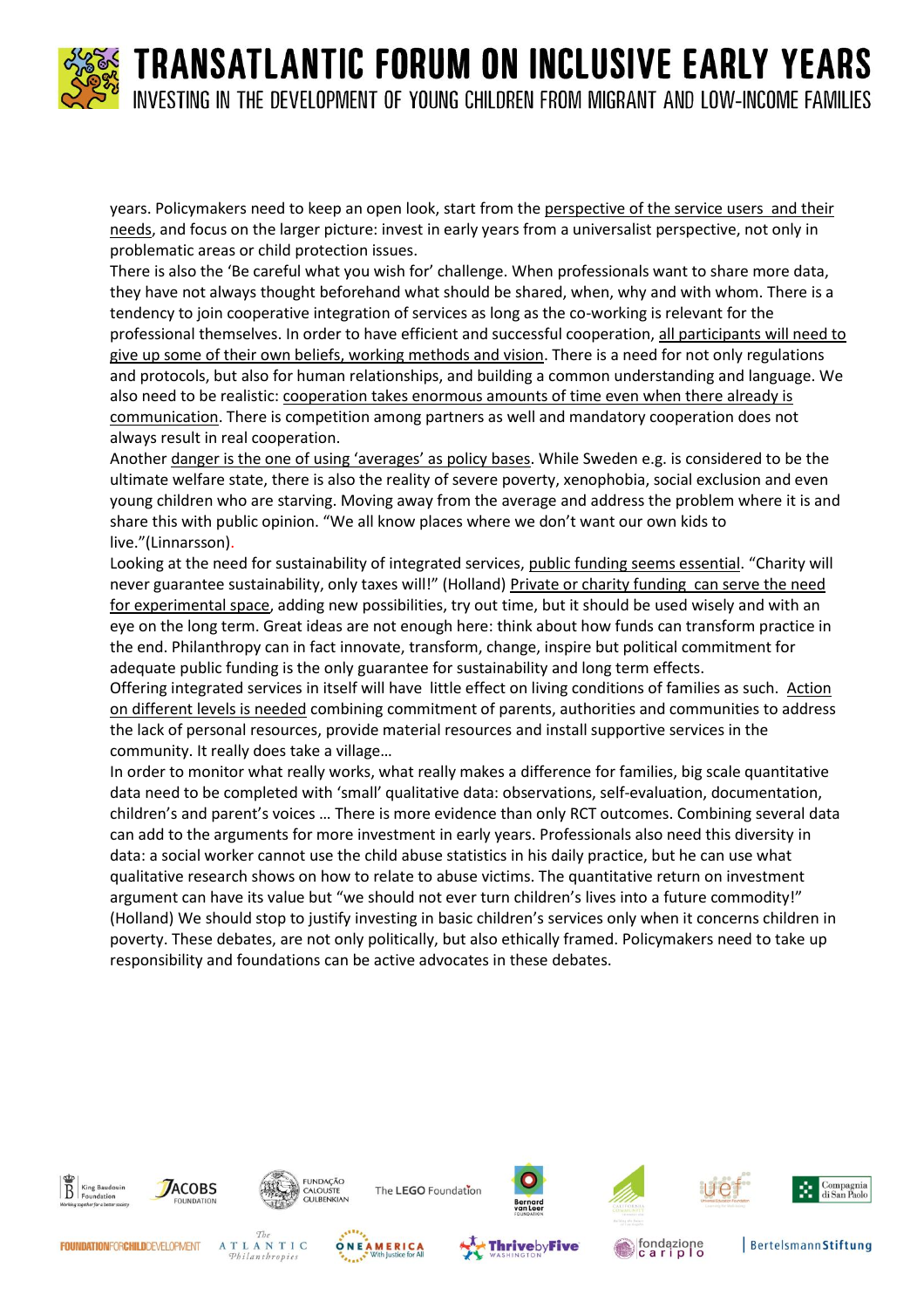years. Policymakers need to keep an open look, start from the perspective of the service users and their needs, and focus on the larger picture: invest in early years from a universalist perspective, not only in problematic areas or child protection issues.

There is also the 'Be careful what you wish for' challenge. When professionals want to share more data, they have not always thought beforehand what should be shared, when, why and with whom. There is a tendency to join cooperative integration of services as long as the co-working is relevant for the professional themselves. In order to have efficient and successful cooperation, all participants will need to give up some of their own beliefs, working methods and vision. There is a need for not only regulations and protocols, but also for human relationships, and building a common understanding and language. We also need to be realistic: cooperation takes enormous amounts of time even when there already is communication. There is competition among partners as well and mandatory cooperation does not always result in real cooperation.

Another danger is the one of using 'averages' as policy bases. While Sweden e.g. is considered to be the ultimate welfare state, there is also the reality of severe poverty, xenophobia, social exclusion and even young children who are starving. Moving away from the average and address the problem where it is and share this with public opinion. "We all know places where we don't want our own kids to live."(Linnarsson).

Looking at the need for sustainability of integrated services, public funding seems essential. "Charity will never guarantee sustainability, only taxes will!" (Holland) Private or charity funding can serve the need for experimental space, adding new possibilities, try out time, but it should be used wisely and with an eye on the long term. Great ideas are not enough here: think about how funds can transform practice in the end. Philanthropy can in fact innovate, transform, change, inspire but political commitment for adequate public funding is the only guarantee for sustainability and long term effects.

Offering integrated services in itself will have little effect on living conditions of families as such. Action on different levels is needed combining commitment of parents, authorities and communities to address the lack of personal resources, provide material resources and install supportive services in the community. It really does take a village…

In order to monitor what really works, what really makes a difference for families, big scale quantitative data need to be completed with 'small' qualitative data: observations, self-evaluation, documentation, children's and parent's voices … There is more evidence than only RCT outcomes. Combining several data can add to the arguments for more investment in early years. Professionals also need this diversity in data: a social worker cannot use the child abuse statistics in his daily practice, but he can use what qualitative research shows on how to relate to abuse victims. The quantitative return on investment argument can have its value but "we should not ever turn children's lives into a future commodity!" (Holland) We should stop to justify investing in basic children's services only when it concerns children in poverty. These debates, are not only politically, but also ethically framed. Policymakers need to take up responsibility and foundations can be active advocates in these debates.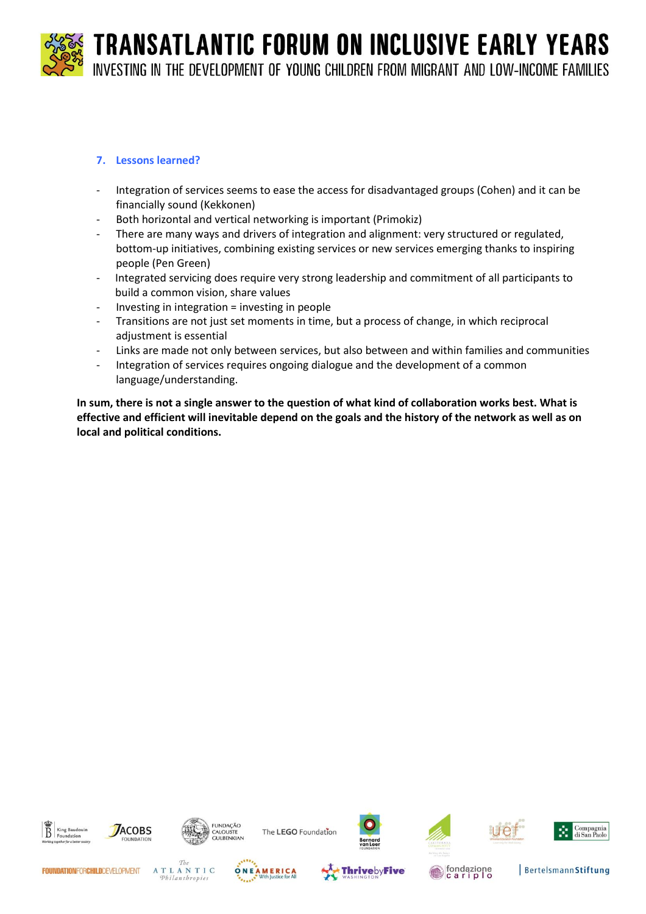## 7. Lessons learned?

- Integration of services seems to ease the access for disadvantaged groups (Cohen) and it can be financially sound (Kekkonen)
- Both horizontal and vertical networking is important (Primokiz)
- There are many ways and drivers of integration and alignment: very structured or regulated, bottom-up initiatives, combining existing services or new services emerging thanks to inspiring people (Pen Green)
- Integrated servicing does require very strong leadership and commitment of all participants to build a common vision, share values
- Investing in integration = investing in people
- Transitions are not just set moments in time, but a process of change, in which reciprocal adjustment is essential
- Links are made not only between services, but also between and within families and communities
- Integration of services requires ongoing dialogue and the development of a common language/understanding.

**In sum, there is not a single answer to the question of what kind of collaboration works best. What is effective and efficient will inevitable depend on the goals and the history of the network as well as on local and political conditions.**